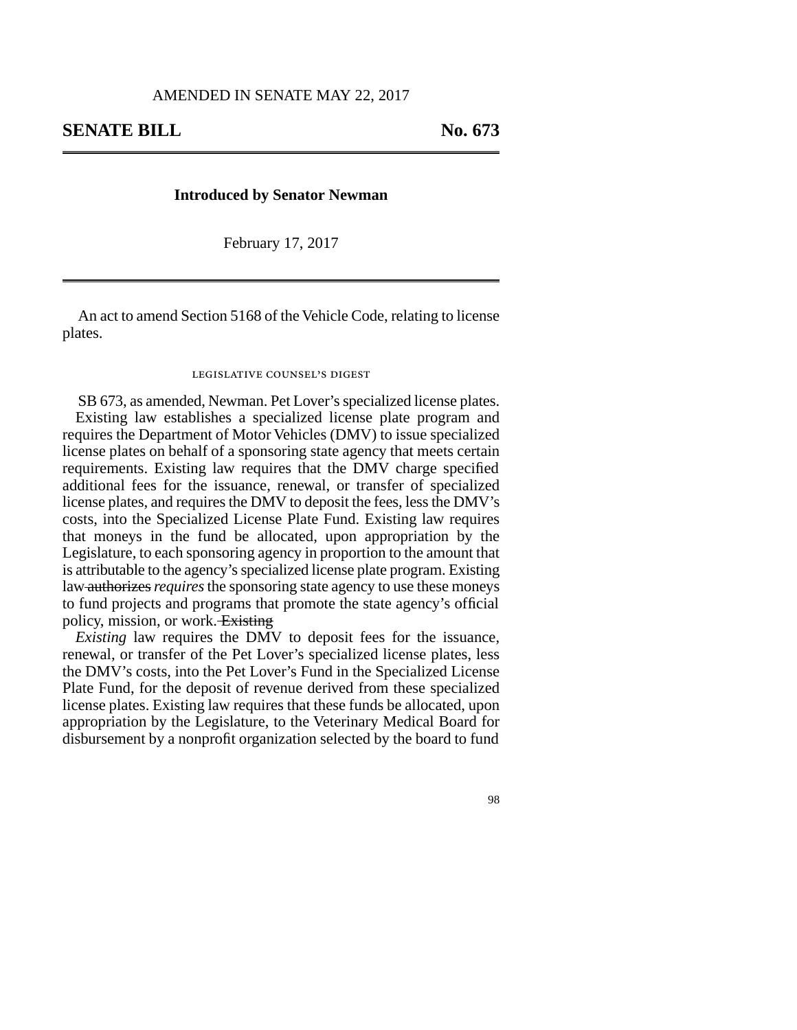AMENDED IN SENATE MAY 22, 2017

**SENATE BILL No. 673**

---

**Introduced by Senator Newman**

February 17, 2017

---

An act to amend Section 5168 of the Vehicle Code, relating to license plates.

LEGISLATIVE COUNSEL'S DIGEST

SB 673, as amended, Newman. Pet Lover's specialized license plates.

Existing law establishes a specialized license plate program and requires the Department of Motor Vehicles (DMV) to issue specialized license plates on behalf of a sponsoring state agency that meets certain requirements. Existing law requires that the DMV charge specified additional fees for the issuance, renewal, or transfer of specialized license plates, and requires the DMV to deposit the fees, less the DMV's costs, into the Specialized License Plate Fund. Existing law requires that moneys in the fund be allocated, upon appropriation by the Legislature, to each sponsoring agency in proportion to the amount that is attributable to the agency's specialized license plate program. Existing law ~~authorizes~~ *requires* the sponsoring state agency to use these moneys to fund projects and programs that promote the state agency's official policy, mission, or work. ~~Existing~~

*Existing* law requires the DMV to deposit fees for the issuance, renewal, or transfer of the Pet Lover's specialized license plates, less the DMV's costs, into the Pet Lover's Fund in the Specialized License Plate Fund, for the deposit of revenue derived from these specialized license plates. Existing law requires that these funds be allocated, upon appropriation by the Legislature, to the Veterinary Medical Board for disbursement by a nonprofit organization selected by the board to fund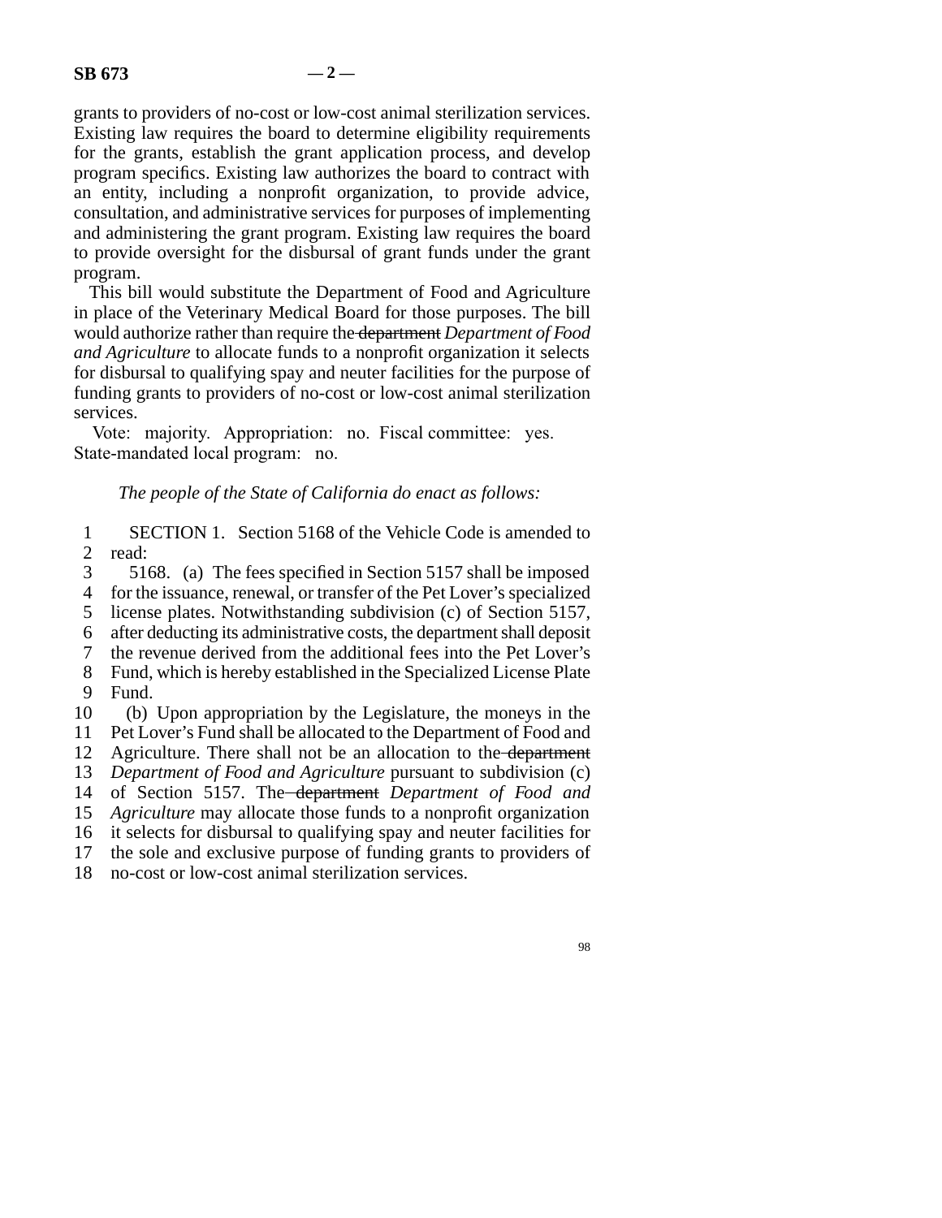grants to providers of no-cost or low-cost animal sterilization services. Existing law requires the board to determine eligibility requirements for the grants, establish the grant application process, and develop program specifics. Existing law authorizes the board to contract with an entity, including a nonprofit organization, to provide advice, consultation, and administrative services for purposes of implementing and administering the grant program. Existing law requires the board to provide oversight for the disbursal of grant funds under the grant program.

This bill would substitute the Department of Food and Agriculture in place of the Veterinary Medical Board for those purposes. The bill would authorize rather than require the ~~department~~ *Department of Food and Agriculture* to allocate funds to a nonprofit organization it selects for disbursal to qualifying spay and neuter facilities for the purpose of funding grants to providers of no-cost or low-cost animal sterilization services.

Vote: majority. Appropriation: no. Fiscal committee: yes. State-mandated local program: no.

*The people of the State of California do enact as follows:*

SECTION 1. Section 5168 of the Vehicle Code is amended to read:

5168. (a) The fees specified in Section 5157 shall be imposed for the issuance, renewal, or transfer of the Pet Lover's specialized license plates. Notwithstanding subdivision (c) of Section 5157, after deducting its administrative costs, the department shall deposit the revenue derived from the additional fees into the Pet Lover's Fund, which is hereby established in the Specialized License Plate Fund.

(b) Upon appropriation by the Legislature, the moneys in the Pet Lover's Fund shall be allocated to the Department of Food and Agriculture. There shall not be an allocation to the ~~department~~ *Department of Food and Agriculture* pursuant to subdivision (c) of Section 5157. The ~~department~~ *Department of Food and Agriculture* may allocate those funds to a nonprofit organization it selects for disbursal to qualifying spay and neuter facilities for the sole and exclusive purpose of funding grants to providers of no-cost or low-cost animal sterilization services.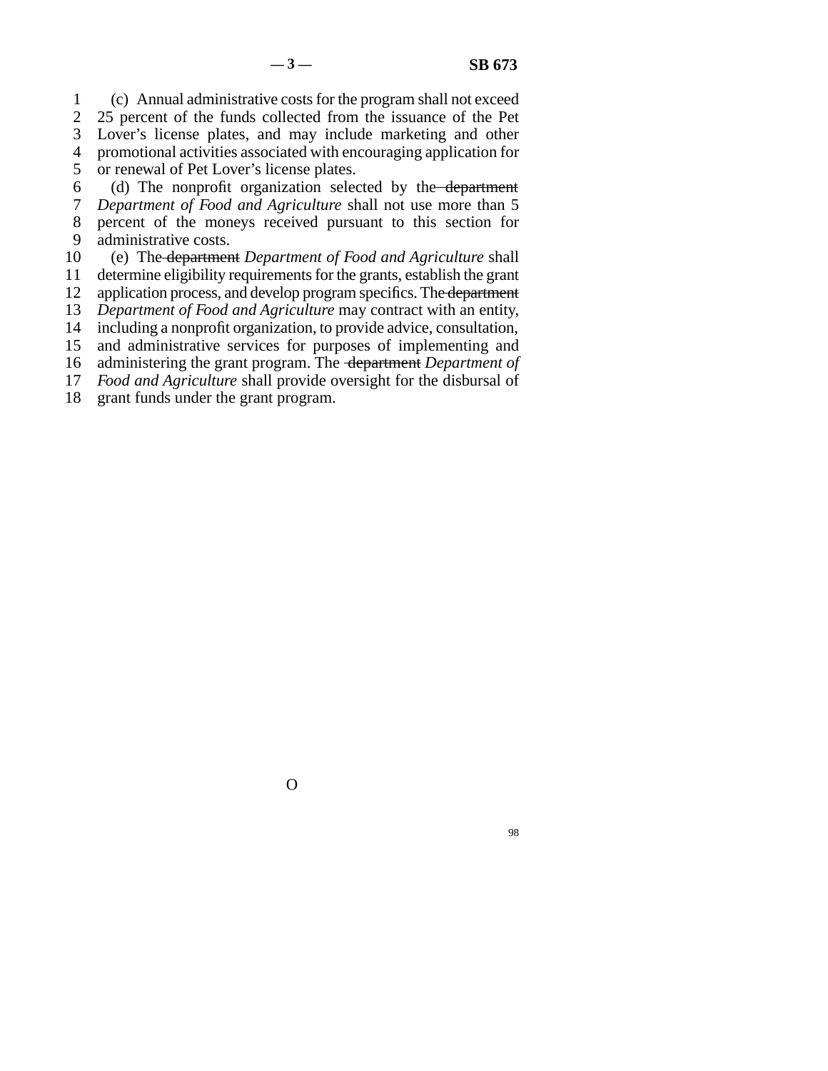(c) Annual administrative costs for the program shall not exceed 25 percent of the funds collected from the issuance of the Pet Lover's license plates, and may include marketing and other promotional activities associated with encouraging application for or renewal of Pet Lover's license plates.

(d) The nonprofit organization selected by the ~~department~~ *Department of Food and Agriculture* shall not use more than 5 percent of the moneys received pursuant to this section for administrative costs.

(e) The ~~department~~ *Department of Food and Agriculture* shall determine eligibility requirements for the grants, establish the grant application process, and develop program specifics. The ~~department~~ *Department of Food and Agriculture* may contract with an entity, including a nonprofit organization, to provide advice, consultation, and administrative services for purposes of implementing and administering the grant program. The ~~department~~ *Department of Food and Agriculture* shall provide oversight for the disbursal of grant funds under the grant program.

O